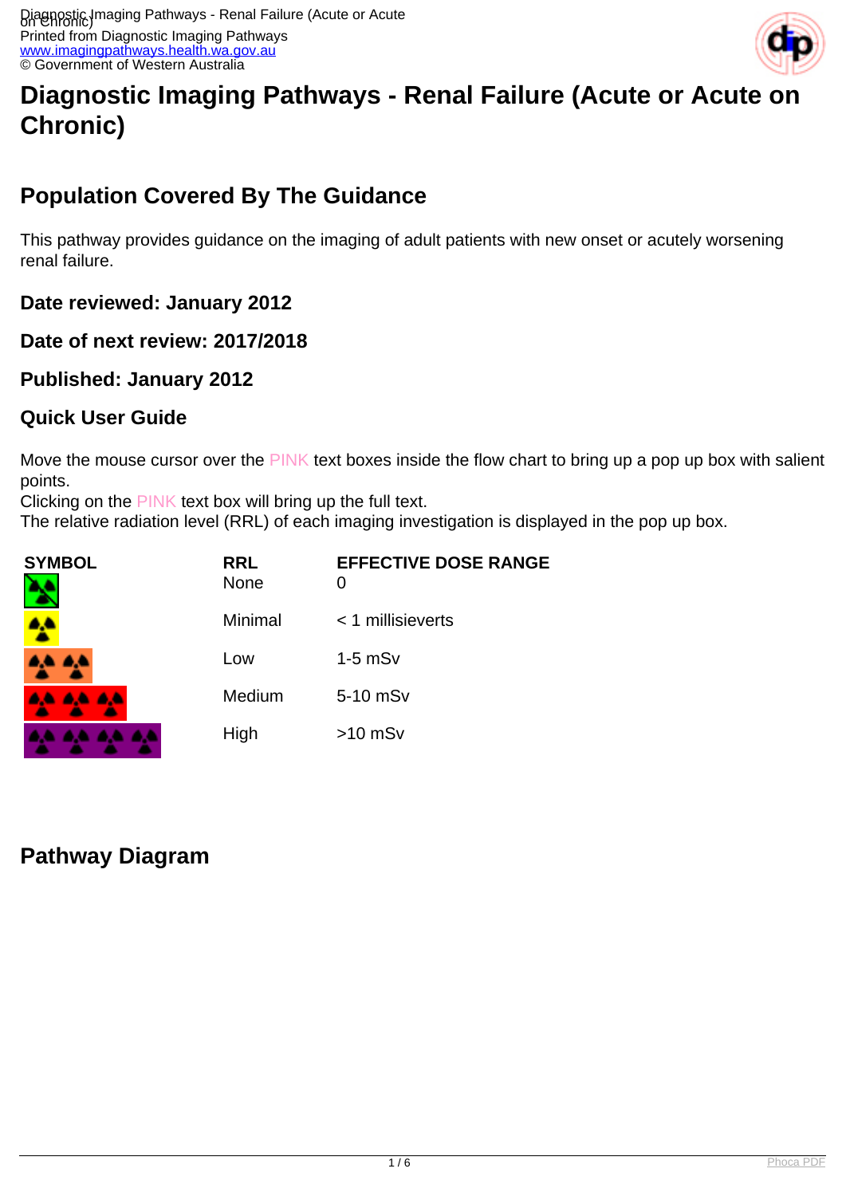# Diagnostic Imaging Pathways - Renal Failure (Acute or Acute on Chronic)

## Population Covered By The Guidance

This pathway provides guidance on the imaging of adult patients with new onset or acutely worsening renal failure.

### Date reviewed: January 2012

### Date of next review: 2017/2018

### Published: January 2012

### Quick User Guide

Move the mouse cursor over the PINK text boxes inside the flow chart to bring up a pop up box with salient points.
Clicking on the PINK text box will bring up the full text.
The relative radiation level (RRL) of each imaging investigation is displayed in the pop up box.

| SYMBOL | RRL | EFFECTIVE DOSE RANGE |
| --- | --- | --- |
| | None | 0 |
| | Minimal | < 1 millisieverts |
| | Low | 1-5 mSv |
| | Medium | 5-10 mSv |
| | High | >10 mSv |

## Pathway Diagram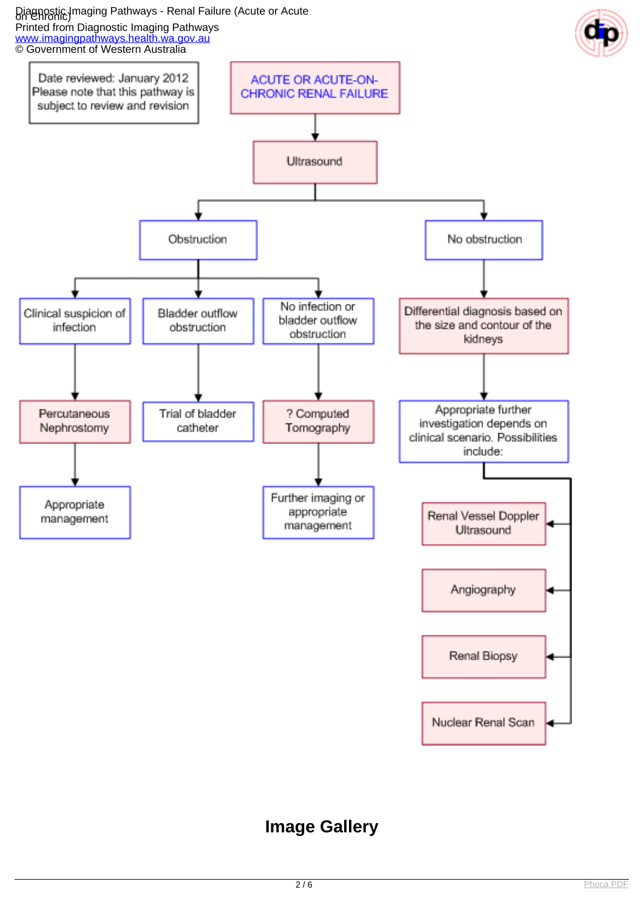Date reviewed: January 2012
Please note that this pathway is subject to review and revision

**ACUTE OR ACUTE-ON-CHRONIC RENAL FAILURE**

- Ultrasound
  - Obstruction
    - Clinical suspicion of infection
      - Percutaneous Nephrostomy
        - Appropriate management
    - Bladder outflow obstruction
      - Trial of bladder catheter
    - No infection or bladder outflow obstruction
      - ? Computed Tomography
        - Further imaging or appropriate management
  - No obstruction
    - Differential diagnosis based on the size and contour of the kidneys
      - Appropriate further investigation depends on clinical scenario. Possibilities include:
        - Renal Vessel Doppler Ultrasound
        - Angiography
        - Renal Biopsy
        - Nuclear Renal Scan

## Image Gallery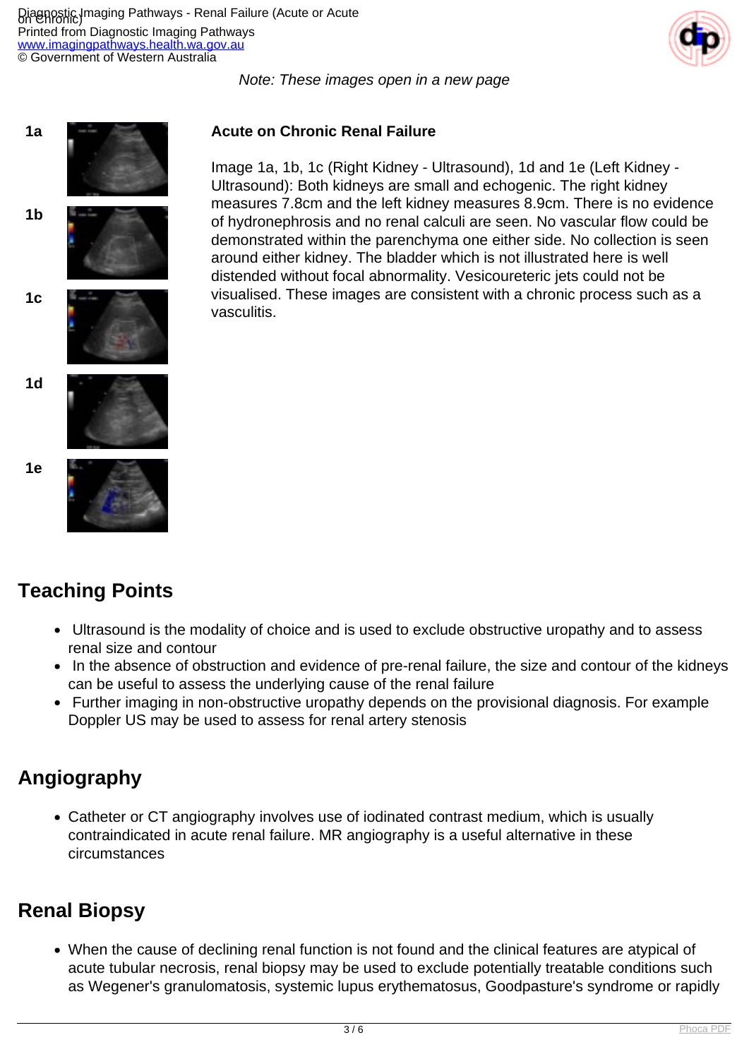*Note: These images open in a new page*

1a

1b

1c

1d

1e

**Acute on Chronic Renal Failure**

Image 1a, 1b, 1c (Right Kidney - Ultrasound), 1d and 1e (Left Kidney - Ultrasound): Both kidneys are small and echogenic. The right kidney measures 7.8cm and the left kidney measures 8.9cm. There is no evidence of hydronephrosis and no renal calculi are seen. No vascular flow could be demonstrated within the parenchyma one either side. No collection is seen around either kidney. The bladder which is not illustrated here is well distended without focal abnormality. Vesicoureteric jets could not be visualised. These images are consistent with a chronic process such as a vasculitis.

## Teaching Points

- Ultrasound is the modality of choice and is used to exclude obstructive uropathy and to assess renal size and contour
- In the absence of obstruction and evidence of pre-renal failure, the size and contour of the kidneys can be useful to assess the underlying cause of the renal failure
- Further imaging in non-obstructive uropathy depends on the provisional diagnosis. For example Doppler US may be used to assess for renal artery stenosis

## Angiography

- Catheter or CT angiography involves use of iodinated contrast medium, which is usually contraindicated in acute renal failure. MR angiography is a useful alternative in these circumstances

## Renal Biopsy

- When the cause of declining renal function is not found and the clinical features are atypical of acute tubular necrosis, renal biopsy may be used to exclude potentially treatable conditions such as Wegener's granulomatosis, systemic lupus erythematosus, Goodpasture's syndrome or rapidly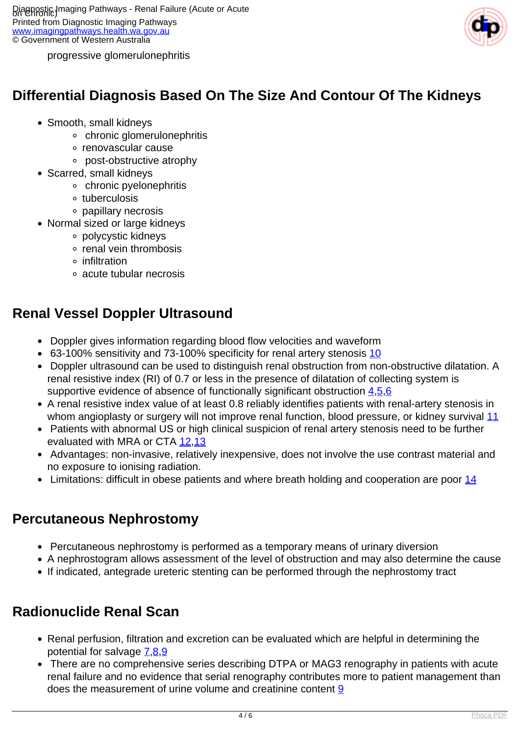progressive glomerulonephritis

## Differential Diagnosis Based On The Size And Contour Of The Kidneys

- Smooth, small kidneys
  - chronic glomerulonephritis
  - renovascular cause
  - post-obstructive atrophy
- Scarred, small kidneys
  - chronic pyelonephritis
  - tuberculosis
  - papillary necrosis
- Normal sized or large kidneys
  - polycystic kidneys
  - renal vein thrombosis
  - infiltration
  - acute tubular necrosis

## Renal Vessel Doppler Ultrasound

- Doppler gives information regarding blood flow velocities and waveform
- 63-100% sensitivity and 73-100% specificity for renal artery stenosis [10]
- Doppler ultrasound can be used to distinguish renal obstruction from non-obstructive dilatation. A renal resistive index (RI) of 0.7 or less in the presence of dilatation of collecting system is supportive evidence of absence of functionally significant obstruction [4,5,6]
- A renal resistive index value of at least 0.8 reliably identifies patients with renal-artery stenosis in whom angioplasty or surgery will not improve renal function, blood pressure, or kidney survival [11]
- Patients with abnormal US or high clinical suspicion of renal artery stenosis need to be further evaluated with MRA or CTA [12,13]
- Advantages: non-invasive, relatively inexpensive, does not involve the use contrast material and no exposure to ionising radiation.
- Limitations: difficult in obese patients and where breath holding and cooperation are poor [14]

## Percutaneous Nephrostomy

- Percutaneous nephrostomy is performed as a temporary means of urinary diversion
- A nephrostogram allows assessment of the level of obstruction and may also determine the cause
- If indicated, antegrade ureteric stenting can be performed through the nephrostomy tract

## Radionuclide Renal Scan

- Renal perfusion, filtration and excretion can be evaluated which are helpful in determining the potential for salvage [7,8,9]
- There are no comprehensive series describing DTPA or MAG3 renography in patients with acute renal failure and no evidence that serial renography contributes more to patient management than does the measurement of urine volume and creatinine content [9]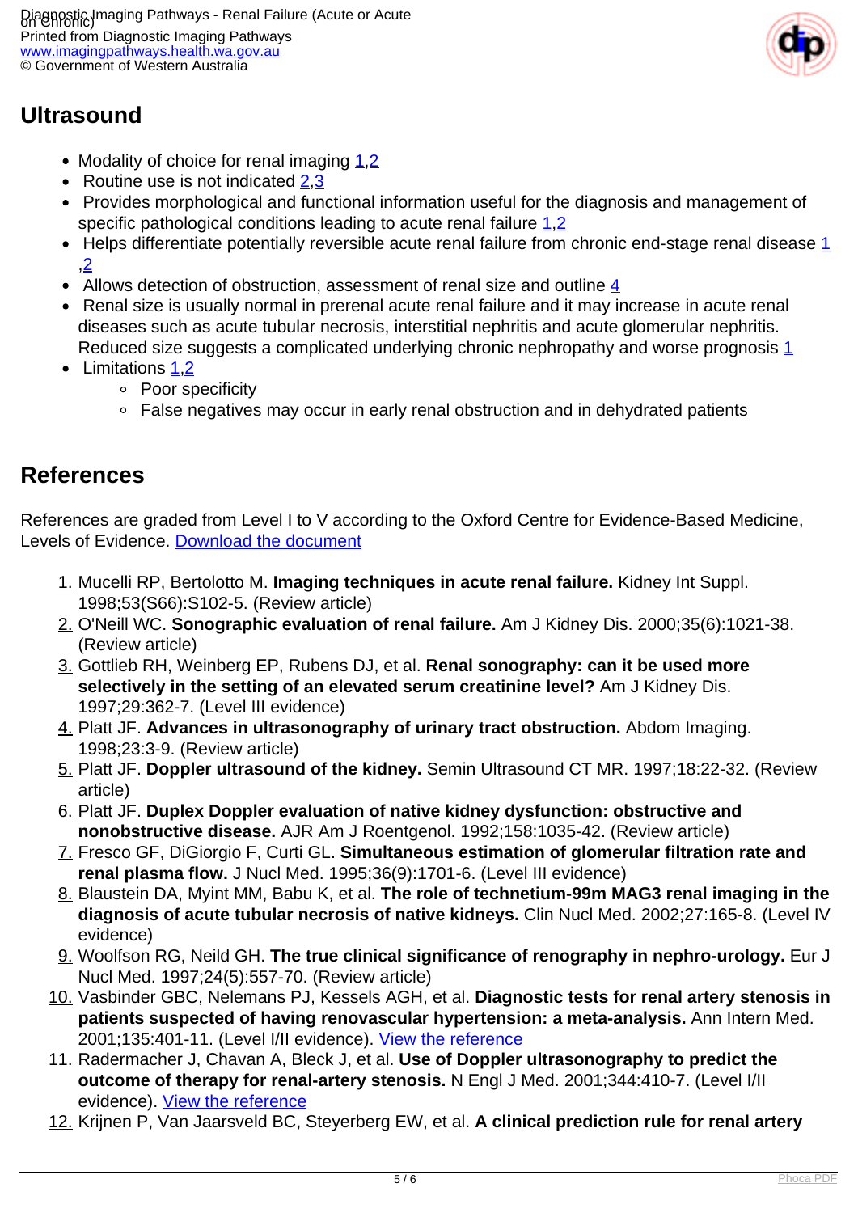## Ultrasound

- Modality of choice for renal imaging [1,2]
- Routine use is not indicated [2,3]
- Provides morphological and functional information useful for the diagnosis and management of specific pathological conditions leading to acute renal failure [1,2]
- Helps differentiate potentially reversible acute renal failure from chronic end-stage renal disease [1,2]
- Allows detection of obstruction, assessment of renal size and outline [4]
- Renal size is usually normal in prerenal acute renal failure and it may increase in acute renal diseases such as acute tubular necrosis, interstitial nephritis and acute glomerular nephritis. Reduced size suggests a complicated underlying chronic nephropathy and worse prognosis [1]
- Limitations [1,2]
  - Poor specificity
  - False negatives may occur in early renal obstruction and in dehydrated patients

## References

References are graded from Level I to V according to the Oxford Centre for Evidence-Based Medicine, Levels of Evidence. [Download the document]

1. Mucelli RP, Bertolotto M. **Imaging techniques in acute renal failure.** Kidney Int Suppl. 1998;53(S66):S102-5. (Review article)
2. O'Neill WC. **Sonographic evaluation of renal failure.** Am J Kidney Dis. 2000;35(6):1021-38. (Review article)
3. Gottlieb RH, Weinberg EP, Rubens DJ, et al. **Renal sonography: can it be used more selectively in the setting of an elevated serum creatinine level?** Am J Kidney Dis. 1997;29:362-7. (Level III evidence)
4. Platt JF. **Advances in ultrasonography of urinary tract obstruction.** Abdom Imaging. 1998;23:3-9. (Review article)
5. Platt JF. **Doppler ultrasound of the kidney.** Semin Ultrasound CT MR. 1997;18:22-32. (Review article)
6. Platt JF. **Duplex Doppler evaluation of native kidney dysfunction: obstructive and nonobstructive disease.** AJR Am J Roentgenol. 1992;158:1035-42. (Review article)
7. Fresco GF, DiGiorgio F, Curti GL. **Simultaneous estimation of glomerular filtration rate and renal plasma flow.** J Nucl Med. 1995;36(9):1701-6. (Level III evidence)
8. Blaustein DA, Myint MM, Babu K, et al. **The role of technetium-99m MAG3 renal imaging in the diagnosis of acute tubular necrosis of native kidneys.** Clin Nucl Med. 2002;27:165-8. (Level IV evidence)
9. Woolfson RG, Neild GH. **The true clinical significance of renography in nephro-urology.** Eur J Nucl Med. 1997;24(5):557-70. (Review article)
10. Vasbinder GBC, Nelemans PJ, Kessels AGH, et al. **Diagnostic tests for renal artery stenosis in patients suspected of having renovascular hypertension: a meta-analysis.** Ann Intern Med. 2001;135:401-11. (Level I/II evidence). [View the reference]
11. Radermacher J, Chavan A, Bleck J, et al. **Use of Doppler ultrasonography to predict the outcome of therapy for renal-artery stenosis.** N Engl J Med. 2001;344:410-7. (Level I/II evidence). [View the reference]
12. Krijnen P, Van Jaarsveld BC, Steyerberg EW, et al. **A clinical prediction rule for renal artery**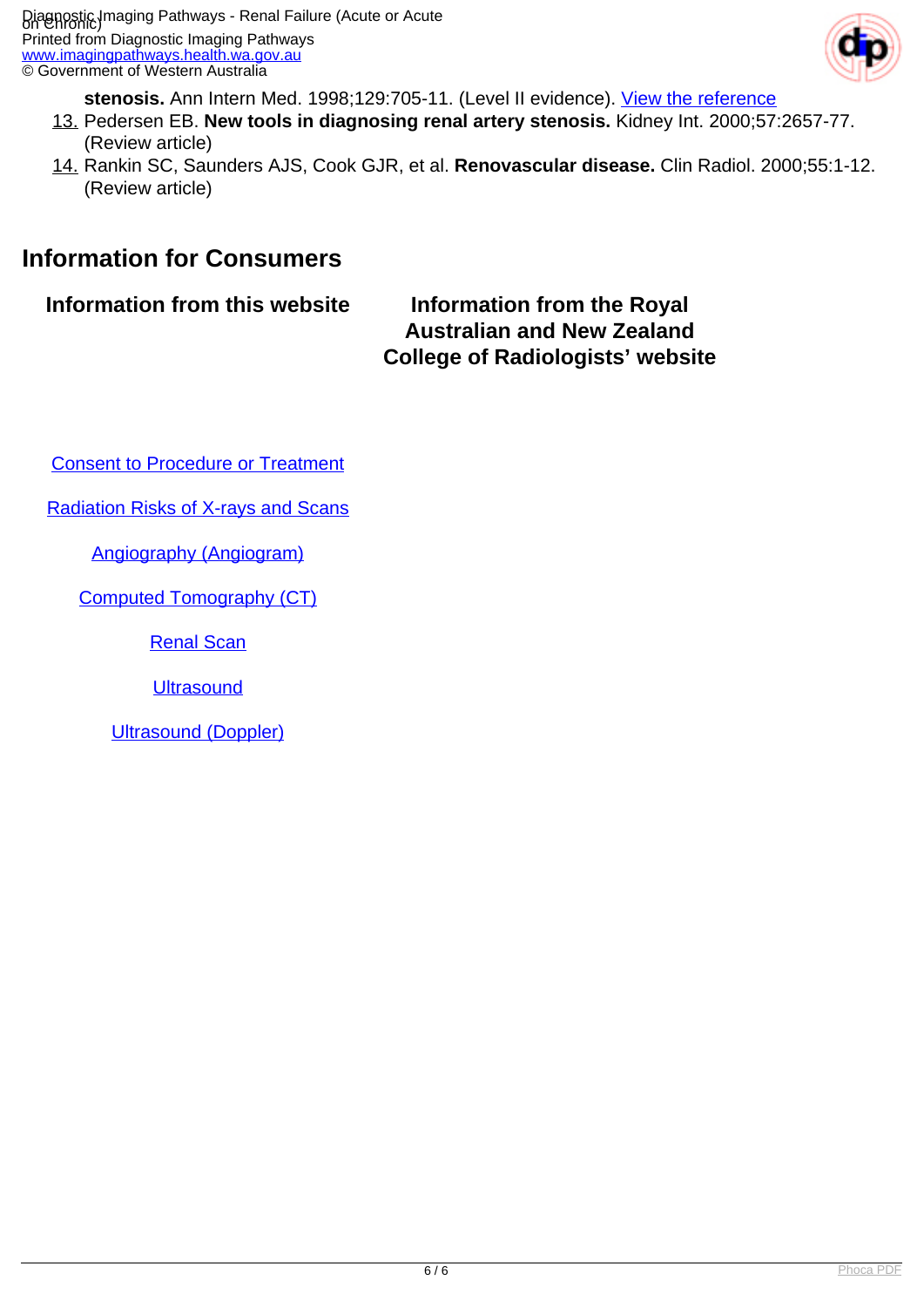**stenosis.** Ann Intern Med. 1998;129:705-11. (Level II evidence). View the reference

13. Pedersen EB. **New tools in diagnosing renal artery stenosis.** Kidney Int. 2000;57:2657-77. (Review article)
14. Rankin SC, Saunders AJS, Cook GJR, et al. **Renovascular disease.** Clin Radiol. 2000;55:1-12. (Review article)

## Information for Consumers

| Information from this website | Information from the Royal Australian and New Zealand College of Radiologists' website |
|---|---|
| Consent to Procedure or Treatment | |
| Radiation Risks of X-rays and Scans | |
| Angiography (Angiogram) | |
| Computed Tomography (CT) | |
| Renal Scan | |
| Ultrasound | |
| Ultrasound (Doppler) | |